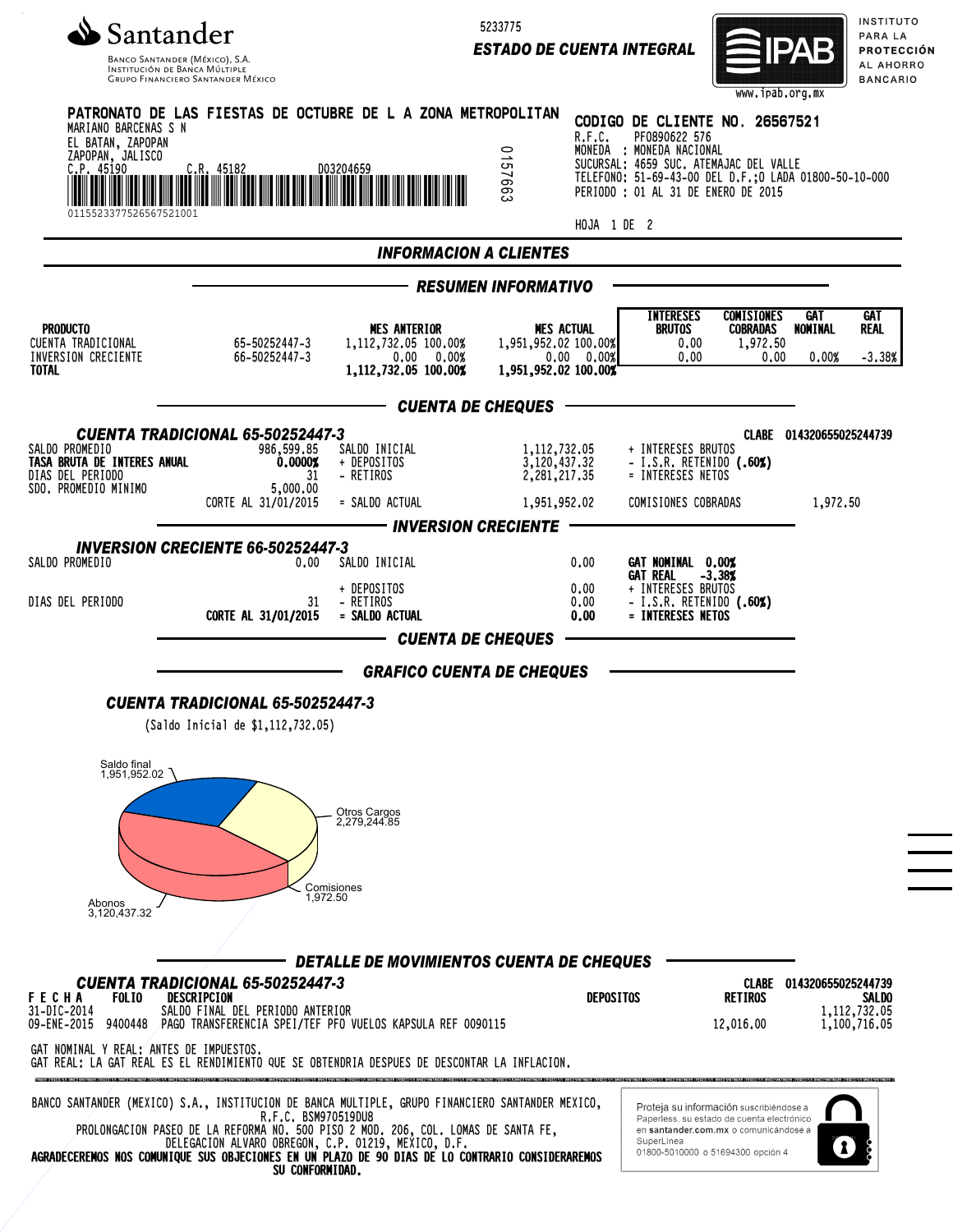Santander

Banco Santander (México), S.A.
Institución de Banca Múltiple
Grupo Financiero Santander México

5233775

**ESTADO DE CUENTA INTEGRAL**

IPAB — INSTITUTO PARA LA PROTECCIÓN AL AHORRO BANCARIO
www.ipab.org.mx

**PATRONATO DE LAS FIESTAS DE OCTUBRE DE L A ZONA METROPOLITAN**
MARIANO BARCENAS S N
EL BATAN, ZAPOPAN
ZAPOPAN, JALISCO
C.P. 45190 C.R. 45182 D03204659
01155233775265675210 01

0157663

**CODIGO DE CLIENTE NO. 26567521**
R.F.C. PF0890622 576
MONEDA : MONEDA NACIONAL
SUCURSAL: 4659 SUC. ATEMAJAC DEL VALLE
TELEFONO: 51-69-43-00 DEL D.F.;O LADA 01800-50-10-000
PERIODO : 01 AL 31 DE ENERO DE 2015

HOJA 1 DE 2

## INFORMACION A CLIENTES

### RESUMEN INFORMATIVO

| PRODUCTO | | MES ANTERIOR | | MES ACTUAL | | INTERESES BRUTOS | COMISIONES COBRADAS | GAT NOMINAL | GAT REAL |
|---|---|---|---|---|---|---|---|---|---|
| CUENTA TRADICIONAL | 65-50252447-3 | 1,112,732.05 | 100.00% | 1,951,952.02 | 100.00% | 0.00 | 1,972.50 | | |
| INVERSION CRECIENTE | 66-50252447-3 | 0.00 | 0.00% | 0.00 | 0.00% | 0.00 | 0.00 | 0.00% | -3.38% |
| **TOTAL** | | **1,112,732.05** | **100.00%** | **1,951,952.02** | **100.00%** | | | | |

### CUENTA DE CHEQUES

**CUENTA TRADICIONAL 65-50252447-3** — CLABE 014320655025244739

| | | | | | |
|---|---|---|---|---|---|
| SALDO PROMEDIO | 986,599.85 | SALDO INICIAL | 1,112,732.05 | + INTERESES BRUTOS | |
| **TASA BRUTA DE INTERES ANUAL** | **0.0000%** | + DEPOSITOS | 3,120,437.32 | - I.S.R. RETENIDO **(.60%)** | |
| DIAS DEL PERIODO | 31 | - RETIROS | 2,281,217.35 | = INTERESES NETOS | |
| SDO. PROMEDIO MINIMO | 5,000.00 | | | | |
| | CORTE AL 31/01/2015 | = SALDO ACTUAL | 1,951,952.02 | COMISIONES COBRADAS | 1,972.50 |

### INVERSION CRECIENTE

**INVERSION CRECIENTE 66-50252447-3**

| | | | | |
|---|---|---|---|---|
| SALDO PROMEDIO | 0.00 | SALDO INICIAL | 0.00 | **GAT NOMINAL 0.00%** |
| | | | | **GAT REAL -3.38%** |
| | | + DEPOSITOS | 0.00 | + INTERESES BRUTOS |
| DIAS DEL PERIODO | 31 | - RETIROS | 0.00 | - I.S.R. RETENIDO **(.60%)** |
| | **CORTE AL 31/01/2015** | **= SALDO ACTUAL** | **0.00** | **= INTERESES NETOS** |

### CUENTA DE CHEQUES

### GRAFICO CUENTA DE CHEQUES

**CUENTA TRADICIONAL 65-50252447-3**

(Saldo Inicial de $1,112,732.05)

Saldo final 1,951,952.02
Otros Cargos 2,279,244.85
Comisiones 1,972.50
Abonos 3,120,437.32

### DETALLE DE MOVIMIENTOS CUENTA DE CHEQUES

**CUENTA TRADICIONAL 65-50252447-3** — CLABE 014320655025244739

| FECHA | FOLIO | DESCRIPCION | DEPOSITOS | RETIROS | SALDO |
|---|---|---|---|---|---|
| 31-DIC-2014 | | SALDO FINAL DEL PERIODO ANTERIOR | | | 1,112,732.05 |
| 09-ENE-2015 | 9400448 | PAGO TRANSFERENCIA SPEI/TEF PFO VUELOS KAPSULA REF 0090115 | | 12,016.00 | 1,100,716.05 |

GAT NOMINAL Y REAL: ANTES DE IMPUESTOS.
GAT REAL: LA GAT REAL ES EL RENDIMIENTO QUE SE OBTENDRIA DESPUES DE DESCONTAR LA INFLACION.

BANCO SANTANDER (MEXICO) S.A., INSTITUCION DE BANCA MULTIPLE, GRUPO FINANCIERO SANTANDER MEXICO,
R.F.C. BSM970519DU8
PROLONGACION PASEO DE LA REFORMA NO. 500 PISO 2 MOD. 206, COL. LOMAS DE SANTA FE,
DELEGACION ALVARO OBREGON, C.P. 01219, MEXICO, D.F.
**AGRADECEREMOS NOS COMUNIQUE SUS OBJECIONES EN UN PLAZO DE 90 DIAS DE LO CONTRARIO CONSIDERAREMOS SU CONFORMIDAD.**

Proteja su información suscribiéndose a Paperless, su estado de cuenta electrónico en **santander.com.mx** o comunicándose a SuperLínea 01800-5010000 o 51694300 opción 4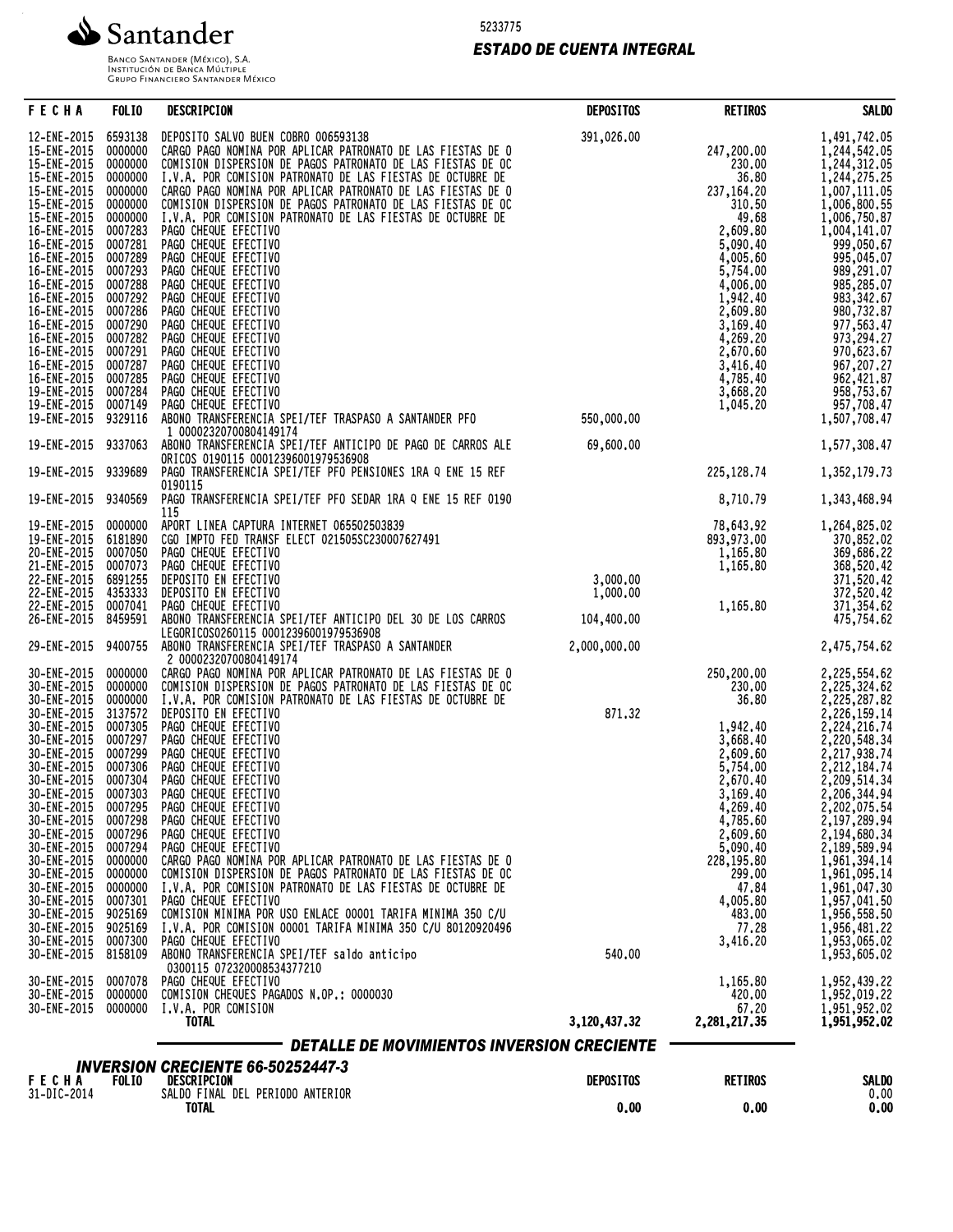Santander

BANCO SANTANDER (MÉXICO), S.A.
INSTITUCIÓN DE BANCA MÚLTIPLE
GRUPO FINANCIERO SANTANDER MÉXICO

5233775

**ESTADO DE CUENTA INTEGRAL**

| FECHA | FOLIO | DESCRIPCION | DEPOSITOS | RETIROS | SALDO |
|---|---|---|---|---|---|
| 12-ENE-2015 | 6593138 | DEPOSITO SALVO BUEN COBRO 006593138 | 391,026.00 | | 1,491,742.05 |
| 15-ENE-2015 | 0000000 | CARGO PAGO NOMINA POR APLICAR PATRONATO DE LAS FIESTAS DE O | | 247,200.00 | 1,244,542.05 |
| 15-ENE-2015 | 0000000 | COMISION DISPERSION DE PAGOS PATRONATO DE LAS FIESTAS DE OC | | 230.00 | 1,244,312.05 |
| 15-ENE-2015 | 0000000 | I.V.A. POR COMISION PATRONATO DE LAS FIESTAS DE OCTUBRE DE | | 36.80 | 1,244,275.25 |
| 15-ENE-2015 | 0000000 | CARGO PAGO NOMINA POR APLICAR PATRONATO DE LAS FIESTAS DE O | | 237,164.20 | 1,007,111.05 |
| 15-ENE-2015 | 0000000 | COMISION DISPERSION DE PAGOS PATRONATO DE LAS FIESTAS DE OC | | 310.50 | 1,006,800.55 |
| 15-ENE-2015 | 0000000 | I.V.A. POR COMISION PATRONATO DE LAS FIESTAS DE OCTUBRE DE | | 49.68 | 1,006,750.87 |
| 16-ENE-2015 | 0007283 | PAGO CHEQUE EFECTIVO | | 2,609.80 | 1,004,141.07 |
| 16-ENE-2015 | 0007281 | PAGO CHEQUE EFECTIVO | | 5,090.40 | 999,050.67 |
| 16-ENE-2015 | 0007289 | PAGO CHEQUE EFECTIVO | | 4,005.60 | 995,045.07 |
| 16-ENE-2015 | 0007293 | PAGO CHEQUE EFECTIVO | | 5,754.00 | 989,291.07 |
| 16-ENE-2015 | 0007288 | PAGO CHEQUE EFECTIVO | | 4,006.00 | 985,285.07 |
| 16-ENE-2015 | 0007292 | PAGO CHEQUE EFECTIVO | | 1,942.40 | 983,342.67 |
| 16-ENE-2015 | 0007286 | PAGO CHEQUE EFECTIVO | | 2,609.80 | 980,732.87 |
| 16-ENE-2015 | 0007290 | PAGO CHEQUE EFECTIVO | | 3,169.40 | 977,563.47 |
| 16-ENE-2015 | 0007282 | PAGO CHEQUE EFECTIVO | | 4,269.20 | 973,294.27 |
| 16-ENE-2015 | 0007291 | PAGO CHEQUE EFECTIVO | | 2,670.60 | 970,623.67 |
| 16-ENE-2015 | 0007287 | PAGO CHEQUE EFECTIVO | | 3,416.40 | 967,207.27 |
| 16-ENE-2015 | 0007285 | PAGO CHEQUE EFECTIVO | | 4,785.40 | 962,421.87 |
| 19-ENE-2015 | 0007284 | PAGO CHEQUE EFECTIVO | | 3,668.20 | 958,753.67 |
| 19-ENE-2015 | 0007149 | PAGO CHEQUE EFECTIVO | | 1,045.20 | 957,708.47 |
| 19-ENE-2015 | 9329116 | ABONO TRANSFERENCIA SPEI/TEF TRASPASO A SANTANDER PFO 1 000023207008041491 74 | 550,000.00 | | 1,507,708.47 |
| 19-ENE-2015 | 9337063 | ABONO TRANSFERENCIA SPEI/TEF ANTICIPO DE PAGO DE CARROS ALE ORICOS 0190115 00012396001979536908 | 69,600.00 | | 1,577,308.47 |
| 19-ENE-2015 | 9339689 | PAGO TRANSFERENCIA SPEI/TEF PFO PENSIONES 1RA Q ENE 15 REF 0190115 | | 225,128.74 | 1,352,179.73 |
| 19-ENE-2015 | 9340569 | PAGO TRANSFERENCIA SPEI/TEF PFO SEDAR 1RA Q ENE 15 REF 0190 115 | | 8,710.79 | 1,343,468.94 |
| 19-ENE-2015 | 0000000 | APORT LINEA CAPTURA INTERNET 065502503839 | | 78,643.92 | 1,264,825.02 |
| 19-ENE-2015 | 6181890 | CGO IMPTO FED TRANSF ELECT 021505SC230007627491 | | 893,973.00 | 370,852.02 |
| 20-ENE-2015 | 0007050 | PAGO CHEQUE EFECTIVO | | 1,165.80 | 369,686.22 |
| 21-ENE-2015 | 0007073 | PAGO CHEQUE EFECTIVO | | 1,165.80 | 368,520.42 |
| 22-ENE-2015 | 6891255 | DEPOSITO EN EFECTIVO | 3,000.00 | | 371,520.42 |
| 22-ENE-2015 | 4353333 | DEPOSITO EN EFECTIVO | 1,000.00 | | 372,520.42 |
| 22-ENE-2015 | 0007041 | PAGO CHEQUE EFECTIVO | | 1,165.80 | 371,354.62 |
| 26-ENE-2015 | 8459591 | ABONO TRANSFERENCIA SPEI/TEF ANTICIPO DEL 30 DE LOS CARROS LEGORICOS0260115 00012396001979536908 | 104,400.00 | | 475,754.62 |
| 29-ENE-2015 | 9400755 | ABONO TRANSFERENCIA SPEI/TEF TRASPASO A SANTANDER 2 000023207008041491 74 | 2,000,000.00 | | 2,475,754.62 |
| 30-ENE-2015 | 0000000 | CARGO PAGO NOMINA POR APLICAR PATRONATO DE LAS FIESTAS DE O | | 250,200.00 | 2,225,554.62 |
| 30-ENE-2015 | 0000000 | COMISION DISPERSION DE PAGOS PATRONATO DE LAS FIESTAS DE OC | | 230.00 | 2,225,324.62 |
| 30-ENE-2015 | 0000000 | I.V.A. POR COMISION PATRONATO DE LAS FIESTAS DE OCTUBRE DE | | 36.80 | 2,225,287.82 |
| 30-ENE-2015 | 3137572 | DEPOSITO EN EFECTIVO | 871.32 | | 2,226,159.14 |
| 30-ENE-2015 | 0007305 | PAGO CHEQUE EFECTIVO | | 1,942.40 | 2,224,216.74 |
| 30-ENE-2015 | 0007297 | PAGO CHEQUE EFECTIVO | | 3,668.40 | 2,220,548.34 |
| 30-ENE-2015 | 0007299 | PAGO CHEQUE EFECTIVO | | 2,609.60 | 2,217,938.74 |
| 30-ENE-2015 | 0007306 | PAGO CHEQUE EFECTIVO | | 5,754.00 | 2,212,184.74 |
| 30-ENE-2015 | 0007304 | PAGO CHEQUE EFECTIVO | | 2,670.40 | 2,209,514.34 |
| 30-ENE-2015 | 0007303 | PAGO CHEQUE EFECTIVO | | 3,169.40 | 2,206,344.94 |
| 30-ENE-2015 | 0007295 | PAGO CHEQUE EFECTIVO | | 4,269.40 | 2,202,075.54 |
| 30-ENE-2015 | 0007298 | PAGO CHEQUE EFECTIVO | | 4,785.60 | 2,197,289.94 |
| 30-ENE-2015 | 0007296 | PAGO CHEQUE EFECTIVO | | 2,609.60 | 2,194,680.34 |
| 30-ENE-2015 | 0007294 | PAGO CHEQUE EFECTIVO | | 5,090.40 | 2,189,589.94 |
| 30-ENE-2015 | 0000000 | CARGO PAGO NOMINA POR APLICAR PATRONATO DE LAS FIESTAS DE O | | 228,195.80 | 1,961,394.14 |
| 30-ENE-2015 | 0000000 | COMISION DISPERSION DE PAGOS PATRONATO DE LAS FIESTAS DE OC | | 299.00 | 1,961,095.14 |
| 30-ENE-2015 | 0000000 | I.V.A. POR COMISION PATRONATO DE LAS FIESTAS DE OCTUBRE DE | | 47.84 | 1,961,047.30 |
| 30-ENE-2015 | 0007301 | PAGO CHEQUE EFECTIVO | | 4,005.80 | 1,957,041.50 |
| 30-ENE-2015 | 9025169 | COMISION MINIMA POR USO ENLACE 00001 TARIFA MINIMA 350 C/U | | 483.00 | 1,956,558.50 |
| 30-ENE-2015 | 9025169 | I.V.A. POR COMISION 00001 TARIFA MINIMA 350 C/U 80120920496 | | 77.28 | 1,956,481.22 |
| 30-ENE-2015 | 0007300 | PAGO CHEQUE EFECTIVO | | 3,416.20 | 1,953,065.02 |
| 30-ENE-2015 | 8158109 | ABONO TRANSFERENCIA SPEI/TEF saldo anticipo 0300115 072320008534377210 | 540.00 | | 1,953,605.02 |
| 30-ENE-2015 | 0007078 | PAGO CHEQUE EFECTIVO | | 1,165.80 | 1,952,439.22 |
| 30-ENE-2015 | 0000000 | COMISION CHEQUES PAGADOS N.OP.: 0000030 | | 420.00 | 1,952,019.22 |
| 30-ENE-2015 | 0000000 | I.V.A. POR COMISION | | 67.20 | 1,951,952.02 |
| | | **TOTAL** | **3,120,437.32** | **2,281,217.35** | **1,951,952.02** |

## *DETALLE DE MOVIMIENTOS INVERSION CRECIENTE*

### *INVERSION CRECIENTE 66-50252447-3*

| FECHA | FOLIO | DESCRIPCION | DEPOSITOS | RETIROS | SALDO |
|---|---|---|---|---|---|
| 31-DIC-2014 | | SALDO FINAL DEL PERIODO ANTERIOR | | | 0.00 |
| | | **TOTAL** | **0.00** | **0.00** | **0.00** |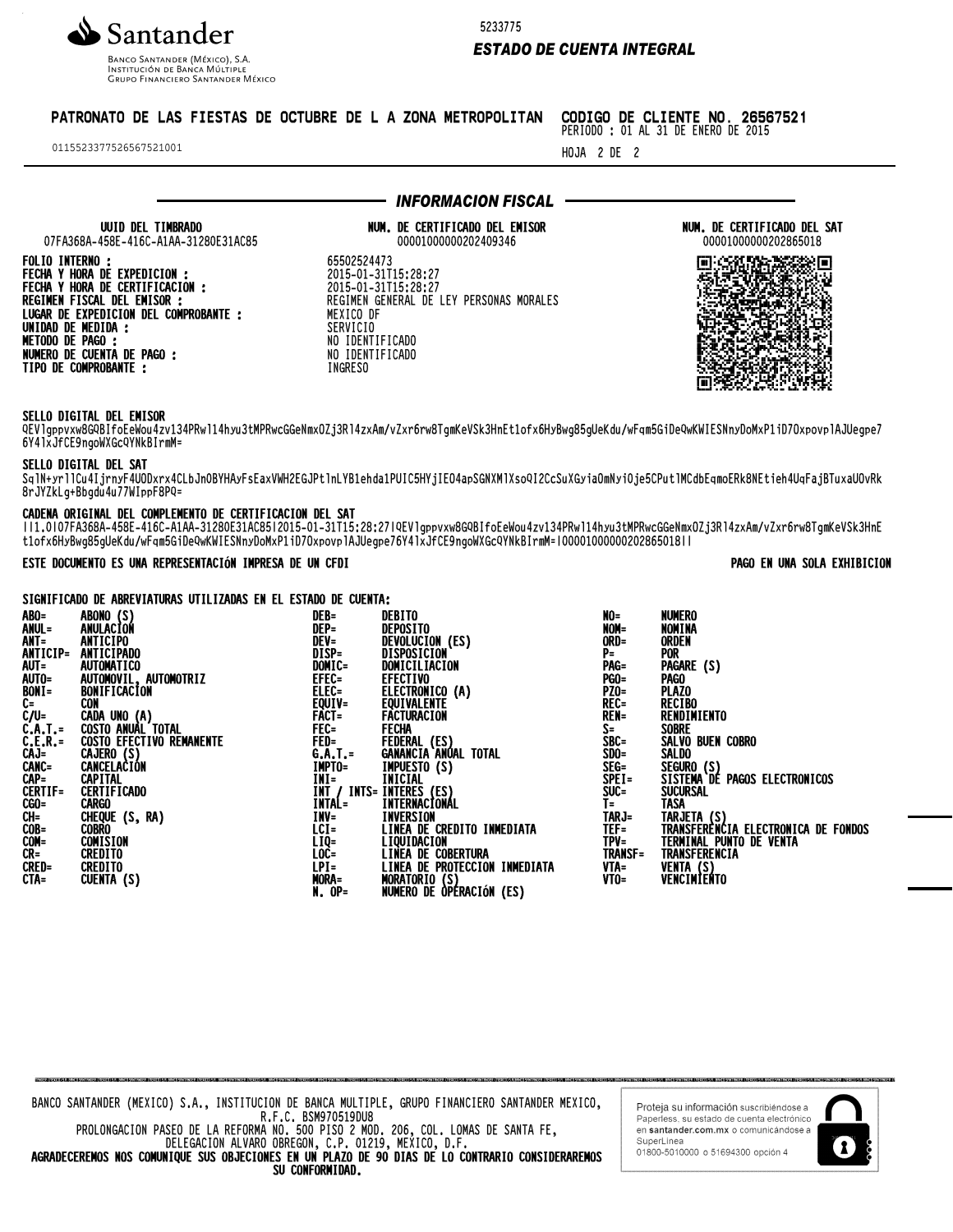Santander

BANCO SANTANDER (MÉXICO), S.A.
INSTITUCIÓN DE BANCA MÚLTIPLE
GRUPO FINANCIERO SANTANDER MÉXICO

5233775

***ESTADO DE CUENTA INTEGRAL***

**PATRONATO DE LAS FIESTAS DE OCTUBRE DE L A ZONA METROPOLITAN** **CODIGO DE CLIENTE NO. 26567521**

PERIODO : 01 AL 31 DE ENERO DE 2015

01155233775265675210001

HOJA 2 DE 2

## *INFORMACION FISCAL*

| UUID DEL TIMBRADO | NUM. DE CERTIFICADO DEL EMISOR | NUM. DE CERTIFICADO DEL SAT |
| --- | --- | --- |
| 07FA368A-458E-416C-A1AA-31280E31AC85 | 00001000000202409346 | 00001000000202865018 |

**FOLIO INTERNO :** 65502524473
**FECHA Y HORA DE EXPEDICION :** 2015-01-31T15:28:27
**FECHA Y HORA DE CERTIFICACION :** 2015-01-31T15:28:27
**REGIMEN FISCAL DEL EMISOR :** REGIMEN GENERAL DE LEY PERSONAS MORALES
**LUGAR DE EXPEDICION DEL COMPROBANTE :** MEXICO DF
**UNIDAD DE MEDIDA :** SERVICIO
**METODO DE PAGO :** NO IDENTIFICADO
**NUMERO DE CUENTA DE PAGO :** NO IDENTIFICADO
**TIPO DE COMPROBANTE :** INGRESO

**SELLO DIGITAL DEL EMISOR**
QEVlgppvxw8GQBIfoEeWou4zv134PRwl14hyu3tMPRwcGGeNmxOZj3Rl4zxAm/vZxr6rw8TgmKeVSk3HnEt1ofx6HyBwg85gUeKdu/wFqm5GiDeQwKWIESNnyDoMxP1iD7OxpovplAJUegpe76Y4lxJfCE9ngoWXGcQYNkBIrmM=

**SELLO DIGITAL DEL SAT**
SqlN+yrllCu4IjrnyF4UODxrx4CLbJnOBYHAyFsEaxVWH2EGJPtlnLYB1ehda1PUIC5HYjIEO4apSGNXMlXsoQI2CcSuXGyiaOmNyiOje5CPutlMCdbEqmoERk8NEtieh4UqFajBTuxaUOvRk8rJYZkLg+Bbgdu4u77WIppF8PQ=

**CADENA ORIGINAL DEL COMPLEMENTO DE CERTIFICACION DEL SAT**
||1.0|07FA368A-458E-416C-A1AA-31280E31AC85|2015-01-31T15:28:27|QEVlgppvxw8GQBIfoEeWou4zv134PRwl14hyu3tMPRwcGGeNmxOZj3Rl4zxAm/vZxr6rw8TgmKeVSk3HnEt1ofx6HyBwg85gUeKdu/wFqm5GiDeQwKWIESNnyDoMxP1iD7OxpovplAJUegpe76Y4lxJfCE9ngoWXGcQYNkBIrmM=|00001000000202865018||

**ESTE DOCUMENTO ES UNA REPRESENTACIÓN IMPRESA DE UN CFDI** **PAGO EN UNA SOLA EXHIBICION**

**SIGNIFICADO DE ABREVIATURAS UTILIZADAS EN EL ESTADO DE CUENTA:**

| | | | | | |
| --- | --- | --- | --- | --- | --- |
| ABO= | ABONO (S) | DEB= | DEBITO | NO= | NUMERO |
| ANUL= | ANULACIÓN | DEP= | DEPOSITO | NOM= | NOMINA |
| ANT= | ANTICIPO | DEV= | DEVOLUCION (ES) | ORD= | ORDEN |
| ANTICIP= | ANTICIPADO | DISP= | DISPOSICION | P= | POR |
| AUT= | AUTOMATICO | DOMIC= | DOMICILIACION | PAG= | PAGARE (S) |
| AUTO= | AUTOMOVIL, AUTOMOTRIZ | EFEC= | EFECTIVO | PGO= | PAGO |
| BONI= | BONIFICACIÓN | ELEC= | ELECTRONICO (A) | PZO= | PLAZO |
| C= | CON | EQUIV= | EQUIVALENTE | REC= | RECIBO |
| C/U= | CADA UNO (A) | FACT= | FACTURACION | REN= | RENDIMIENTO |
| C.A.T.= | COSTO ANUAL TOTAL | FEC= | FECHA | S= | SOBRE |
| C.E.R.= | COSTO EFECTIVO REMANENTE | FED= | FEDERAL (ES) | SBC= | SALVO BUEN COBRO |
| CAJ= | CAJERO (S) | G.A.T.= | GANANCIA ANUAL TOTAL | SDO= | SALDO |
| CANC= | CANCELACIÓN | IMPTO= | IMPUESTO (S) | SEG= | SEGURO (S) |
| CAP= | CAPITAL | INI= | INICIAL | SPEI= | SISTEMA DE PAGOS ELECTRONICOS |
| CERTIF= | CERTIFICADO | INT / INTS= | INTERES (ES) | SUC= | SUCURSAL |
| CGO= | CARGO | INTAL= | INTERNACIONAL | T= | TASA |
| CH= | CHEQUE (S, RA) | INV= | INVERSION | TARJ= | TARJETA (S) |
| COB= | COBRO | LCI= | LINEA DE CREDITO INMEDIATA | TEF= | TRANSFERENCIA ELECTRONICA DE FONDOS |
| COM= | COMISION | LIQ= | LIQUIDACION | TPV= | TERMINAL PUNTO DE VENTA |
| CR= | CREDITO | LOC= | LINEA DE COBERTURA | TRANSF= | TRANSFERENCIA |
| CRED= | CREDITO | LPI= | LINEA DE PROTECCION INMEDIATA | VTA= | VENTA (S) |
| CTA= | CUENTA (S) | MORA= | MORATORIO (S) | VTO= | VENCIMIENTO |
| | | N. OP= | NUMERO DE OPERACIÓN (ES) | | |

BANCO SANTANDER (MEXICO) S.A., INSTITUCION DE BANCA MULTIPLE, GRUPO FINANCIERO SANTANDER MEXICO,
R.F.C. BSM970519DU8
PROLONGACION PASEO DE LA REFORMA NO. 500 PISO 2 MOD. 206, COL. LOMAS DE SANTA FE,
DELEGACION ALVARO OBREGON, C.P. 01219, MEXICO, D.F.
**AGRADECEREMOS NOS COMUNIQUE SUS OBJECIONES EN UN PLAZO DE 90 DIAS DE LO CONTRARIO CONSIDERAREMOS SU CONFORMIDAD.**

Proteja su información suscribiéndose a Paperless, su estado de cuenta electrónico en **santander.com.mx** o comunicándose a SuperLínea 01800-5010000 o 51694300 opción 4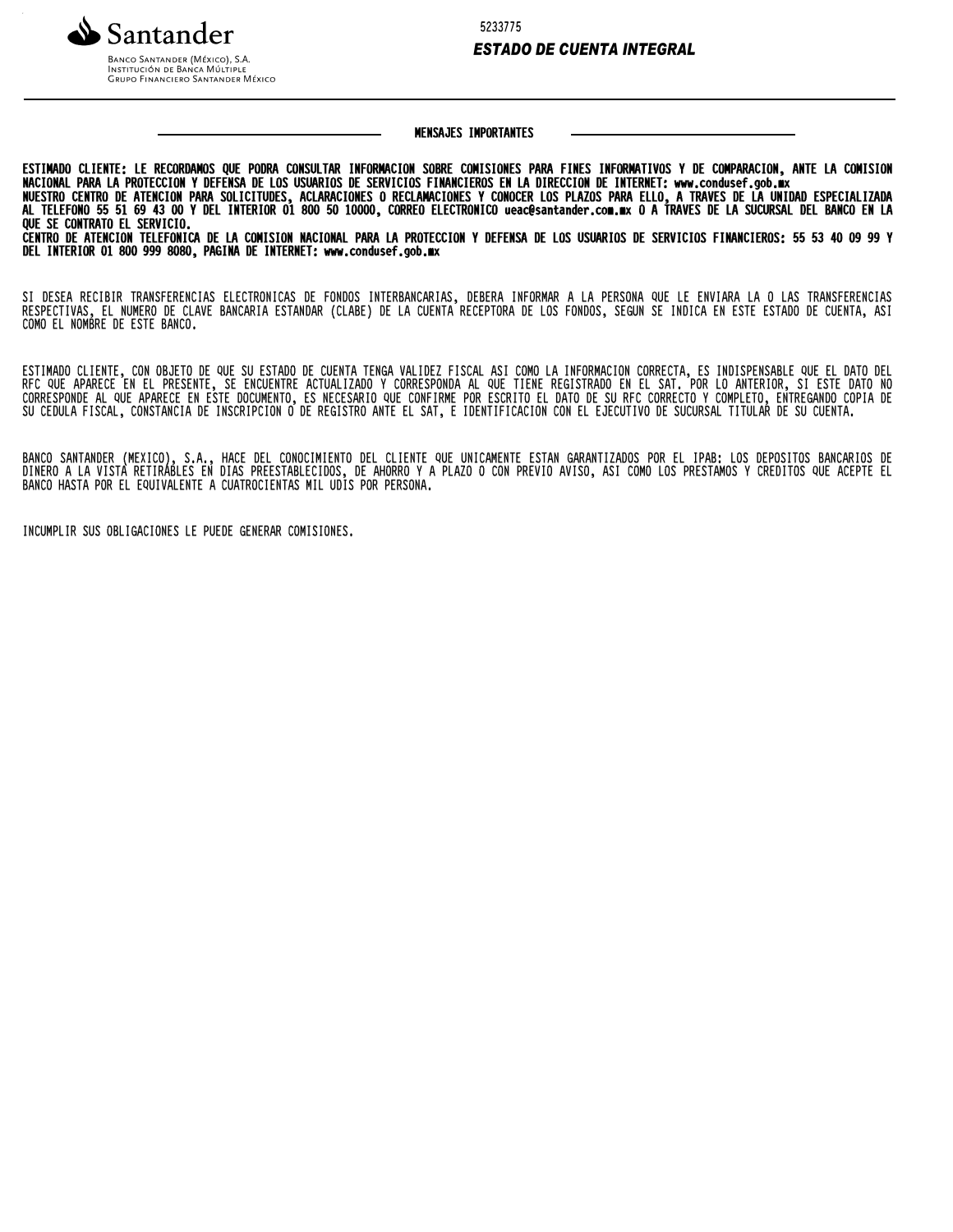Santander

Banco Santander (México), S.A.
Institución de Banca Múltiple
Grupo Financiero Santander México

5233775

***ESTADO DE CUENTA INTEGRAL***

## MENSAJES IMPORTANTES

**ESTIMADO CLIENTE: LE RECORDAMOS QUE PODRA CONSULTAR INFORMACION SOBRE COMISIONES PARA FINES INFORMATIVOS Y DE COMPARACION, ANTE LA COMISION NACIONAL PARA LA PROTECCION Y DEFENSA DE LOS USUARIOS DE SERVICIOS FINANCIEROS EN LA DIRECCION DE INTERNET: www.condusef.gob.mx**
**NUESTRO CENTRO DE ATENCION PARA SOLICITUDES, ACLARACIONES O RECLAMACIONES Y CONOCER LOS PLAZOS PARA ELLO, A TRAVES DE LA UNIDAD ESPECIALIZADA AL TELEFONO 55 51 69 43 00 Y DEL INTERIOR 01 800 50 10000, CORREO ELECTRONICO ueac@santander.com.mx O A TRAVES DE LA SUCURSAL DEL BANCO EN LA QUE SE CONTRATO EL SERVICIO.**
**CENTRO DE ATENCION TELEFONICA DE LA COMISION NACIONAL PARA LA PROTECCION Y DEFENSA DE LOS USUARIOS DE SERVICIOS FINANCIEROS: 55 53 40 09 99 Y DEL INTERIOR 01 800 999 8080, PAGINA DE INTERNET: www.condusef.gob.mx**

SI DESEA RECIBIR TRANSFERENCIAS ELECTRONICAS DE FONDOS INTERBANCARIAS, DEBERA INFORMAR A LA PERSONA QUE LE ENVIARA LA O LAS TRANSFERENCIAS RESPECTIVAS, EL NUMERO DE CLAVE BANCARIA ESTANDAR (CLABE) DE LA CUENTA RECEPTORA DE LOS FONDOS, SEGUN SE INDICA EN ESTE ESTADO DE CUENTA, ASI COMO EL NOMBRE DE ESTE BANCO.

ESTIMADO CLIENTE, CON OBJETO DE QUE SU ESTADO DE CUENTA TENGA VALIDEZ FISCAL ASI COMO LA INFORMACION CORRECTA, ES INDISPENSABLE QUE EL DATO DEL RFC QUE APARECE EN EL PRESENTE, SE ENCUENTRE ACTUALIZADO Y CORRESPONDA AL QUE TIENE REGISTRADO EN EL SAT. POR LO ANTERIOR, SI ESTE DATO NO CORRESPONDE AL QUE APARECE EN ESTE DOCUMENTO, ES NECESARIO QUE CONFIRME POR ESCRITO EL DATO DE SU RFC CORRECTO Y COMPLETO, ENTREGANDO COPIA DE SU CEDULA FISCAL, CONSTANCIA DE INSCRIPCION O DE REGISTRO ANTE EL SAT, E IDENTIFICACION CON EL EJECUTIVO DE SUCURSAL TITULAR DE SU CUENTA.

BANCO SANTANDER (MEXICO), S.A., HACE DEL CONOCIMIENTO DEL CLIENTE QUE UNICAMENTE ESTAN GARANTIZADOS POR EL IPAB: LOS DEPOSITOS BANCARIOS DE DINERO A LA VISTA RETIRABLES EN DIAS PREESTABLECIDOS, DE AHORRO Y A PLAZO O CON PREVIO AVISO, ASI COMO LOS PRESTAMOS Y CREDITOS QUE ACEPTE EL BANCO HASTA POR EL EQUIVALENTE A CUATROCIENTAS MIL UDIS POR PERSONA.

INCUMPLIR SUS OBLIGACIONES LE PUEDE GENERAR COMISIONES.